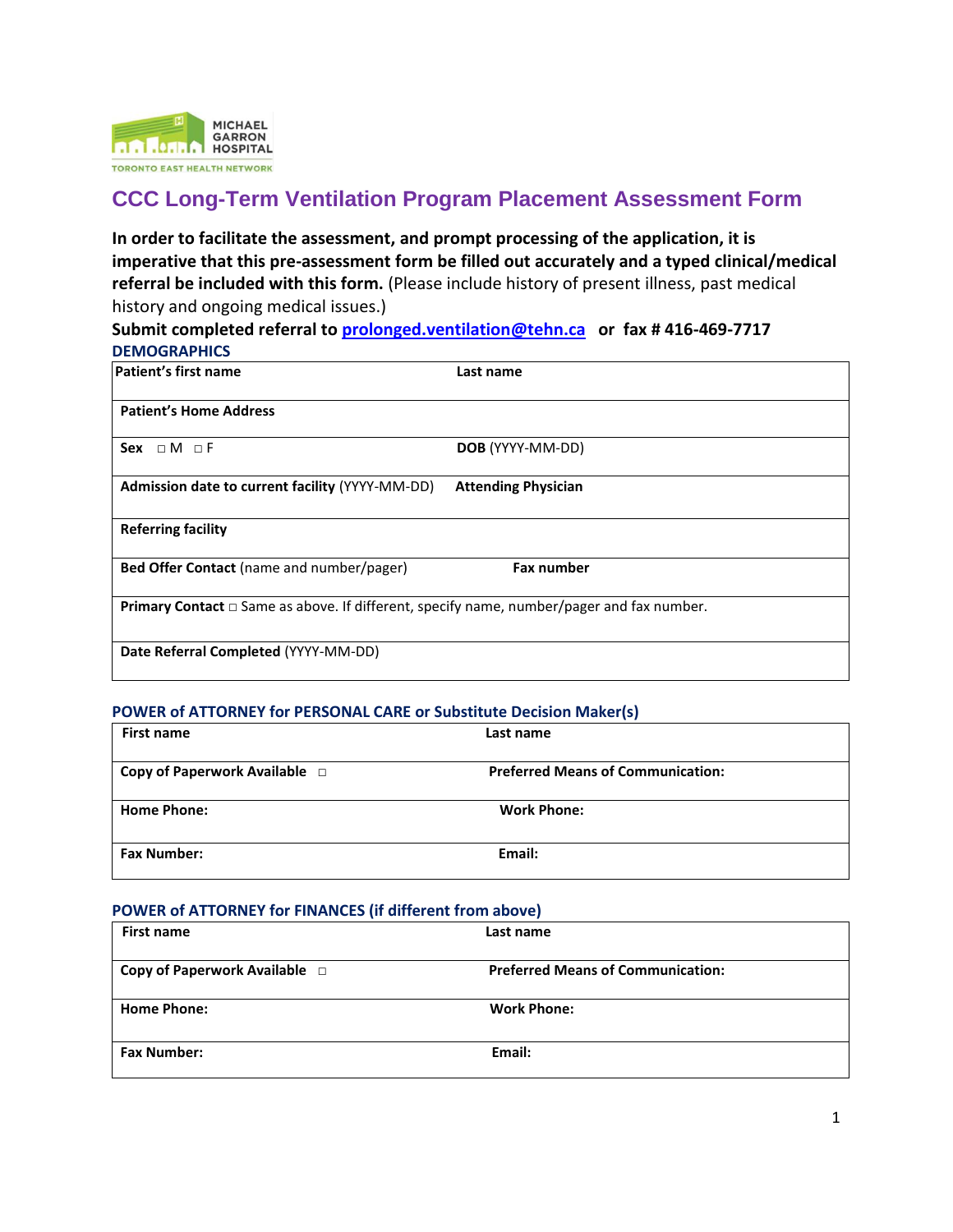MICHAEL GARRON HOSPITAL

TORONTO EAST HEALTH NETWORK

# CCC Long-Term Ventilation Program Placement Assessment Form

**In order to facilitate the assessment, and prompt processing of the application, it is imperative that this pre-assessment form be filled out accurately and a typed clinical/medical referral be included with this form.** (Please include history of present illness, past medical history and ongoing medical issues.)

**Submit completed referral to prolonged.ventilation@tehn.ca or fax # 416-469-7717**

## DEMOGRAPHICS

| | |
|---|---|
| **Patient's first name** | **Last name** |
| **Patient's Home Address** | |
| **Sex** □ M □ F | **DOB** (YYYY-MM-DD) |
| **Admission date to current facility** (YYYY-MM-DD) | **Attending Physician** |
| **Referring facility** | |
| **Bed Offer Contact** (name and number/pager) | **Fax number** |
| **Primary Contact** □ Same as above. If different, specify name, number/pager and fax number. | |
| **Date Referral Completed** (YYYY-MM-DD) | |

## POWER of ATTORNEY for PERSONAL CARE or Substitute Decision Maker(s)

| | |
|---|---|
| **First name** | **Last name** |
| **Copy of Paperwork Available** □ | **Preferred Means of Communication:** |
| **Home Phone:** | **Work Phone:** |
| **Fax Number:** | **Email:** |

## POWER of ATTORNEY for FINANCES (if different from above)

| | |
|---|---|
| **First name** | **Last name** |
| **Copy of Paperwork Available** □ | **Preferred Means of Communication:** |
| **Home Phone:** | **Work Phone:** |
| **Fax Number:** | **Email:** |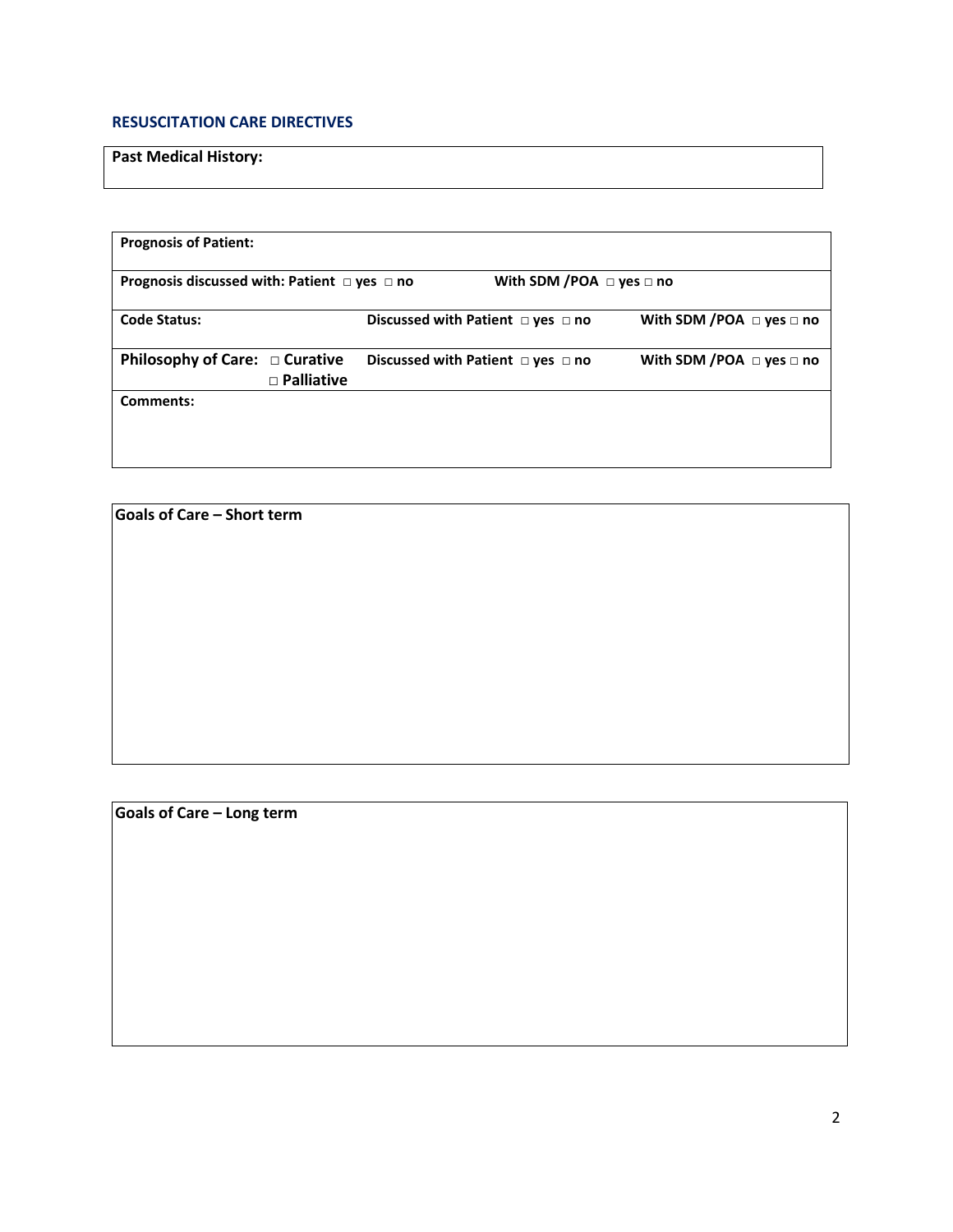## RESUSCITATION CARE DIRECTIVES

| **Past Medical History:** |
|---|

| **Prognosis of Patient:** | | |
|---|---|---|
| **Prognosis discussed with: Patient □ yes □ no** | **With SDM /POA □ yes □ no** | |
| **Code Status:** | **Discussed with Patient □ yes □ no** | **With SDM /POA □ yes □ no** |
| **Philosophy of Care: □ Curative □ Palliative** | **Discussed with Patient □ yes □ no** | **With SDM /POA □ yes □ no** |
| **Comments:** | | |

| **Goals of Care – Short term** |
|---|
| |

| **Goals of Care – Long term** |
|---|
| |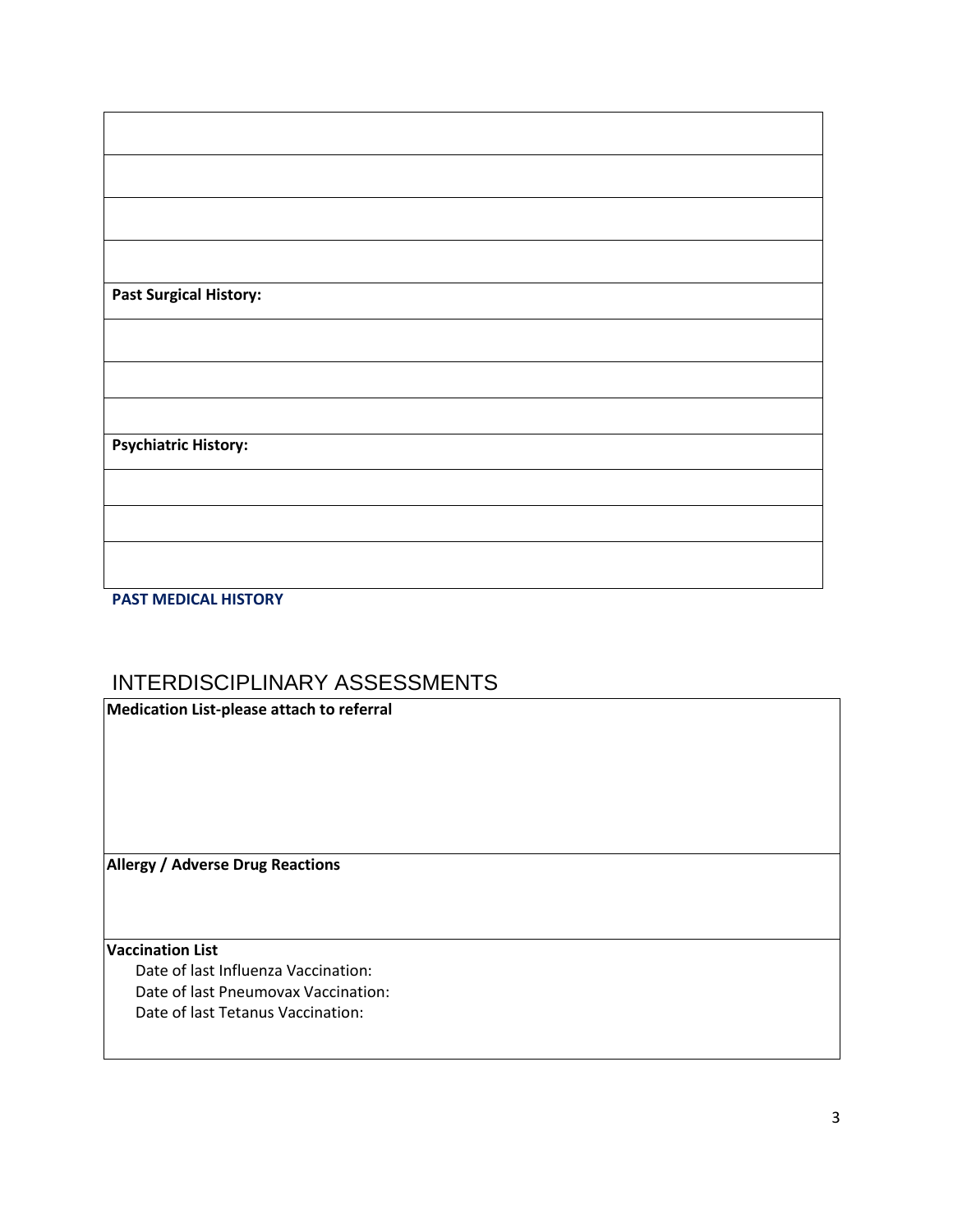| |
|---|
| |
| |
| |
| |
| **Past Surgical History:** |
| |
| |
| |
| **Psychiatric History:** |
| |
| |
| |

**PAST MEDICAL HISTORY**

## INTERDISCIPLINARY ASSESSMENTS

| **Medication List-please attach to referral** |
|---|
| **Allergy / Adverse Drug Reactions** |
| **Vaccination List**<br>Date of last Influenza Vaccination:<br>Date of last Pneumovax Vaccination:<br>Date of last Tetanus Vaccination: |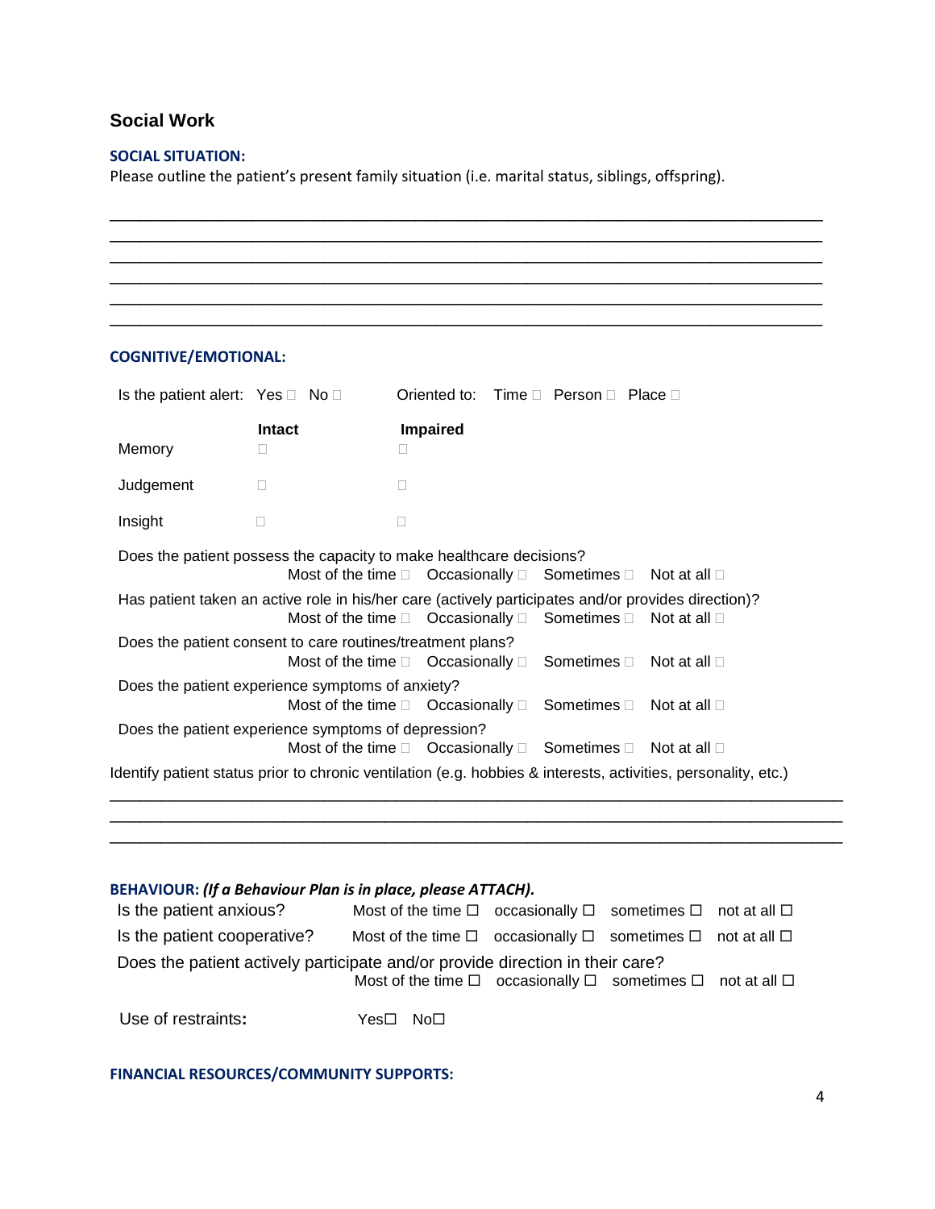## Social Work

**SOCIAL SITUATION:**

Please outline the patient's present family situation (i.e. marital status, siblings, offspring).

_______________________________________________________________________________
_______________________________________________________________________________
_______________________________________________________________________________
_______________________________________________________________________________
_______________________________________________________________________________
_______________________________________________________________________________

**COGNITIVE/EMOTIONAL:**

Is the patient alert: Yes ☐ No ☐ Oriented to: Time ☐ Person ☐ Place ☐

| | Intact | Impaired |
|---|---|---|
| Memory | ☐ | ☐ |
| Judgement | ☐ | ☐ |
| Insight | ☐ | ☐ |

Does the patient possess the capacity to make healthcare decisions?
Most of the time ☐ Occasionally ☐ Sometimes ☐ Not at all ☐

Has patient taken an active role in his/her care (actively participates and/or provides direction)?
Most of the time ☐ Occasionally ☐ Sometimes ☐ Not at all ☐

Does the patient consent to care routines/treatment plans?
Most of the time ☐ Occasionally ☐ Sometimes ☐ Not at all ☐

Does the patient experience symptoms of anxiety?
Most of the time ☐ Occasionally ☐ Sometimes ☐ Not at all ☐

Does the patient experience symptoms of depression?
Most of the time ☐ Occasionally ☐ Sometimes ☐ Not at all ☐

Identify patient status prior to chronic ventilation (e.g. hobbies & interests, activities, personality, etc.)

_______________________________________________________________________________
_______________________________________________________________________________
_______________________________________________________________________________

**BEHAVIOUR:** ***(If a Behaviour Plan is in place, please ATTACH).***

Is the patient anxious? Most of the time ☐ occasionally ☐ sometimes ☐ not at all ☐

Is the patient cooperative? Most of the time ☐ occasionally ☐ sometimes ☐ not at all ☐

Does the patient actively participate and/or provide direction in their care?
Most of the time ☐ occasionally ☐ sometimes ☐ not at all ☐

Use of restraints**:** Yes☐ No☐

**FINANCIAL RESOURCES/COMMUNITY SUPPORTS:**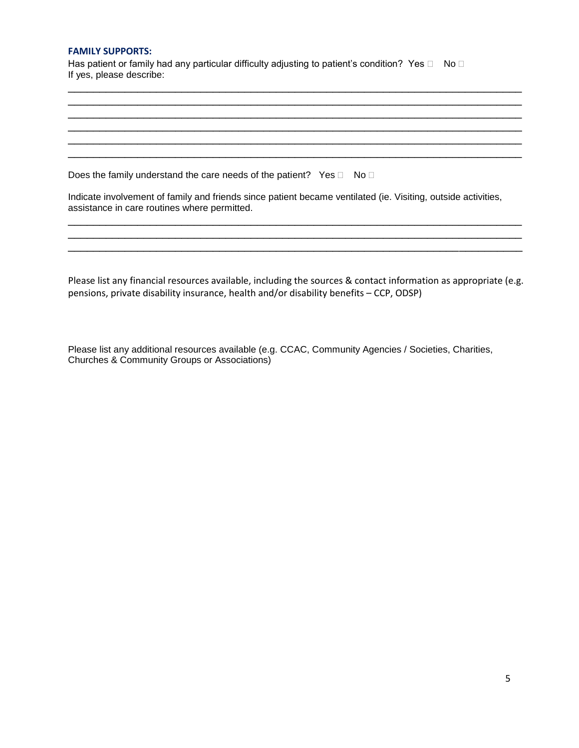**FAMILY SUPPORTS:**

Has patient or family had any particular difficulty adjusting to patient's condition? Yes ☐ No ☐
If yes, please describe:

______________________________________________________________________________
______________________________________________________________________________
______________________________________________________________________________
______________________________________________________________________________
______________________________________________________________________________
______________________________________________________________________________

Does the family understand the care needs of the patient? Yes ☐ No ☐

Indicate involvement of family and friends since patient became ventilated (ie. Visiting, outside activities, assistance in care routines where permitted.

______________________________________________________________________________
______________________________________________________________________________
______________________________________________________________________________

Please list any financial resources available, including the sources & contact information as appropriate (e.g. pensions, private disability insurance, health and/or disability benefits – CCP, ODSP)

Please list any additional resources available (e.g. CCAC, Community Agencies / Societies, Charities, Churches & Community Groups or Associations)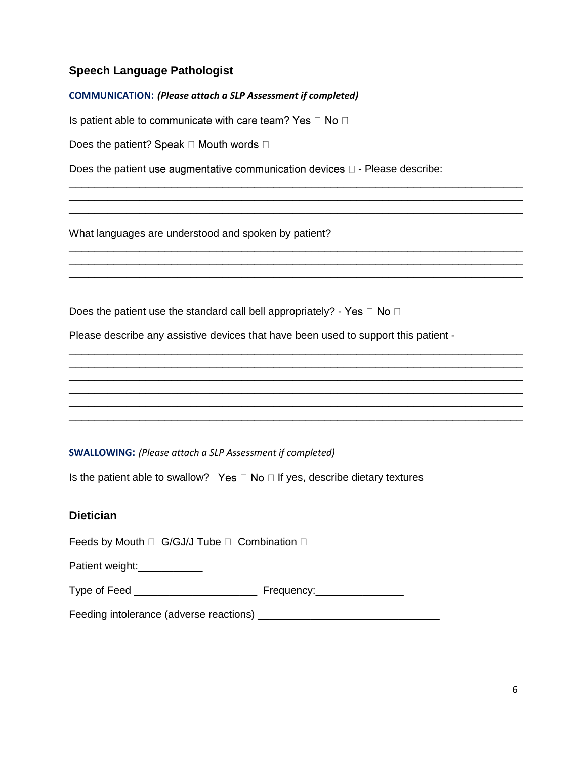## Speech Language Pathologist

**COMMUNICATION:** ***(Please attach a SLP Assessment if completed)***

Is patient able to communicate with care team? Yes ☐ No ☐

Does the patient? Speak ☐ Mouth words ☐

Does the patient use augmentative communication devices ☐ - Please describe:

________________________________________________________________________
________________________________________________________________________
________________________________________________________________________

What languages are understood and spoken by patient?

________________________________________________________________________
________________________________________________________________________
________________________________________________________________________

Does the patient use the standard call bell appropriately? - Yes ☐ No ☐

Please describe any assistive devices that have been used to support this patient -

________________________________________________________________________
________________________________________________________________________
________________________________________________________________________
________________________________________________________________________
________________________________________________________________________
________________________________________________________________________

**SWALLOWING:** *(Please attach a SLP Assessment if completed)*

Is the patient able to swallow? Yes ☐ No ☐ If yes, describe dietary textures

## Dietician

Feeds by Mouth ☐ G/GJ/J Tube ☐ Combination ☐

Patient weight:___________

Type of Feed ____________________ Frequency:______________

Feeding intolerance (adverse reactions) ____________________________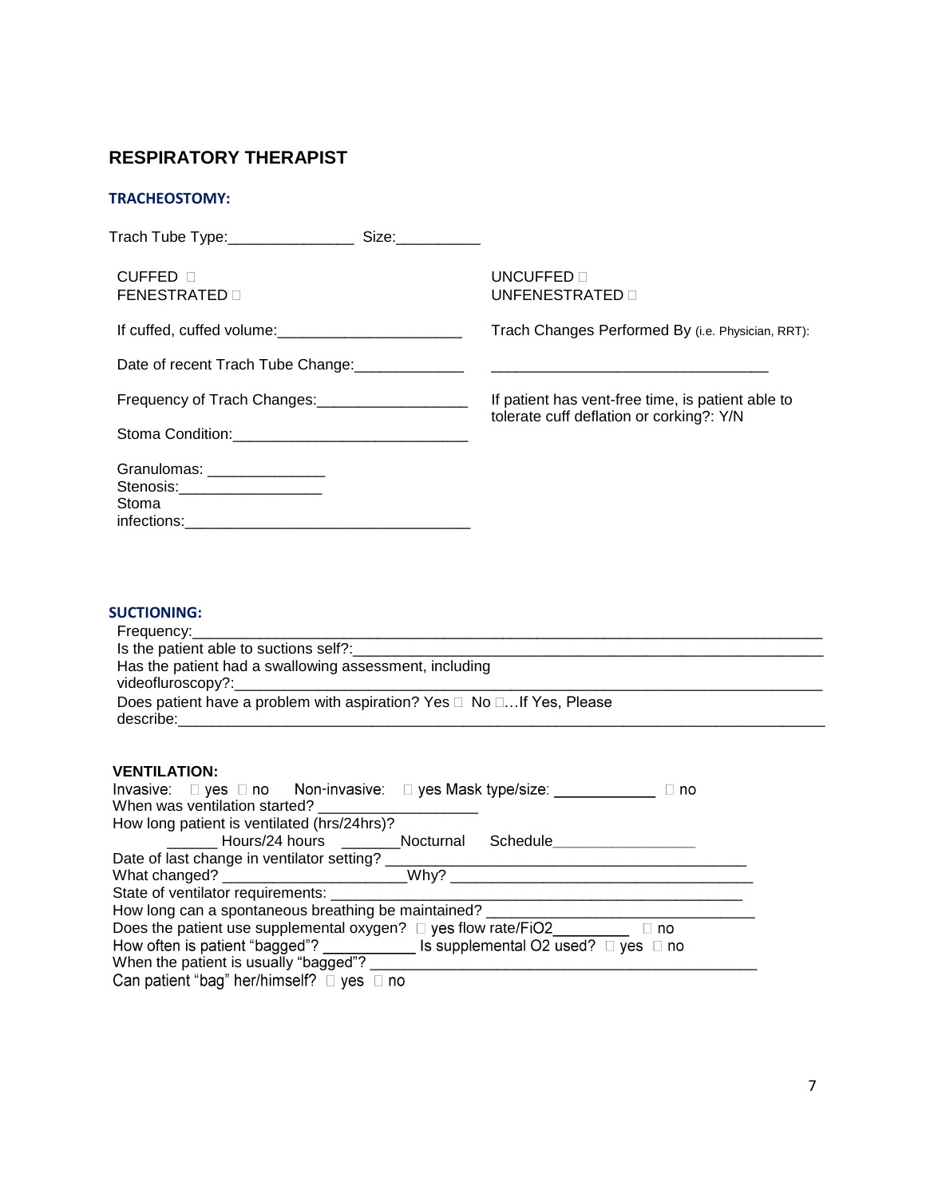## RESPIRATORY THERAPIST

### TRACHEOSTOMY:

Trach Tube Type:_______________ Size:__________

CUFFED ☐
FENESTRATED ☐

UNCUFFED ☐
UNFENESTRATED ☐

If cuffed, cuffed volume:______________________

Date of recent Trach Tube Change:_____________

Frequency of Trach Changes:__________________

Stoma Condition:____________________________

Granulomas: ______________
Stenosis:_________________
Stoma infections:__________________________________

Trach Changes Performed By (i.e. Physician, RRT):
_________________________________

If patient has vent-free time, is patient able to tolerate cuff deflation or corking?: Y/N

### SUCTIONING:

Frequency:_____________________________________________________________________________
Is the patient able to suctions self?:______________________________________________________
Has the patient had a swallowing assessment, including videofluroscopy?:___________________________________________________________________________
Does patient have a problem with aspiration? Yes ☐ No ☐…If Yes, Please describe:______________________________________________________________________________

### VENTILATION:

Invasive: ☐ yes ☐ no Non-invasive: ☐ yes Mask type/size: ____________ ☐ no
When was ventilation started? __________________
How long patient is ventilated (hrs/24hrs)?
______ Hours/24 hours _______Nocturnal Schedule________________
Date of last change in ventilator setting? _________________________________________
What changed? _____________________Why? ___________________________________
State of ventilator requirements: ________________________________________________
How long can a spontaneous breathing be maintained? ______________________________
Does the patient use supplemental oxygen? ☐ yes flow rate/FiO2_________ ☐ no
How often is patient "bagged"? ___________ Is supplemental O2 used? ☐ yes ☐ no
When the patient is usually "bagged"? ____________________________________________
Can patient "bag" her/himself? ☐ yes ☐ no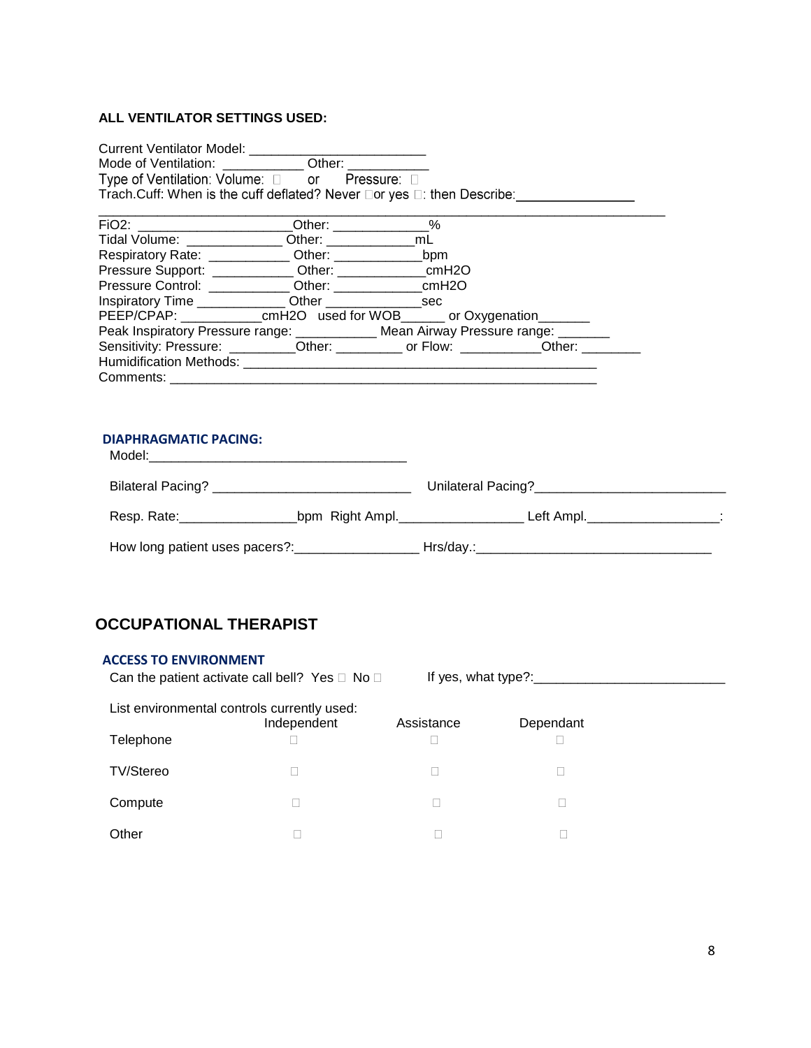**ALL VENTILATOR SETTINGS USED:**

Current Ventilator Model: ________________________
Mode of Ventilation: ___________ Other: ___________
Type of Ventilation: Volume: ☐ or Pressure: ☐
Trach.Cuff: When is the cuff deflated? Never ☐or yes ☐: then Describe:_______________
_____________________________________________________________________________

FiO2: ____________________Other: _____________%
Tidal Volume: _____________ Other: ____________mL
Respiratory Rate: ___________ Other: ____________bpm
Pressure Support: ___________ Other: ____________cmH2O
Pressure Control: ___________ Other: ____________cmH2O
Inspiratory Time ____________ Other _____________sec
PEEP/CPAP: ___________cmH2O used for WOB______ or Oxygenation_______
Peak Inspiratory Pressure range: ___________ Mean Airway Pressure range: _______
Sensitivity: Pressure: _________Other: _________ or Flow: ___________Other: ________
Humidification Methods: _______________________________________________
Comments: ____________________________________________________________

**DIAPHRAGMATIC PACING:**

Model:___________________________________

Bilateral Pacing? ___________________________ Unilateral Pacing?_________________________

Resp. Rate:________________bpm Right Ampl._________________ Left Ampl.__________________:

How long patient uses pacers?:_________________ Hrs/day.:_______________________________

## OCCUPATIONAL THERAPIST

**ACCESS TO ENVIRONMENT**

Can the patient activate call bell? Yes ☐ No ☐ If yes, what type?:_________________________

List environmental controls currently used:

| | Independent | Assistance | Dependant |
|---|---|---|---|
| Telephone | ☐ | ☐ | ☐ |
| TV/Stereo | ☐ | ☐ | ☐ |
| Compute | ☐ | ☐ | ☐ |
| Other | ☐ | ☐ | ☐ |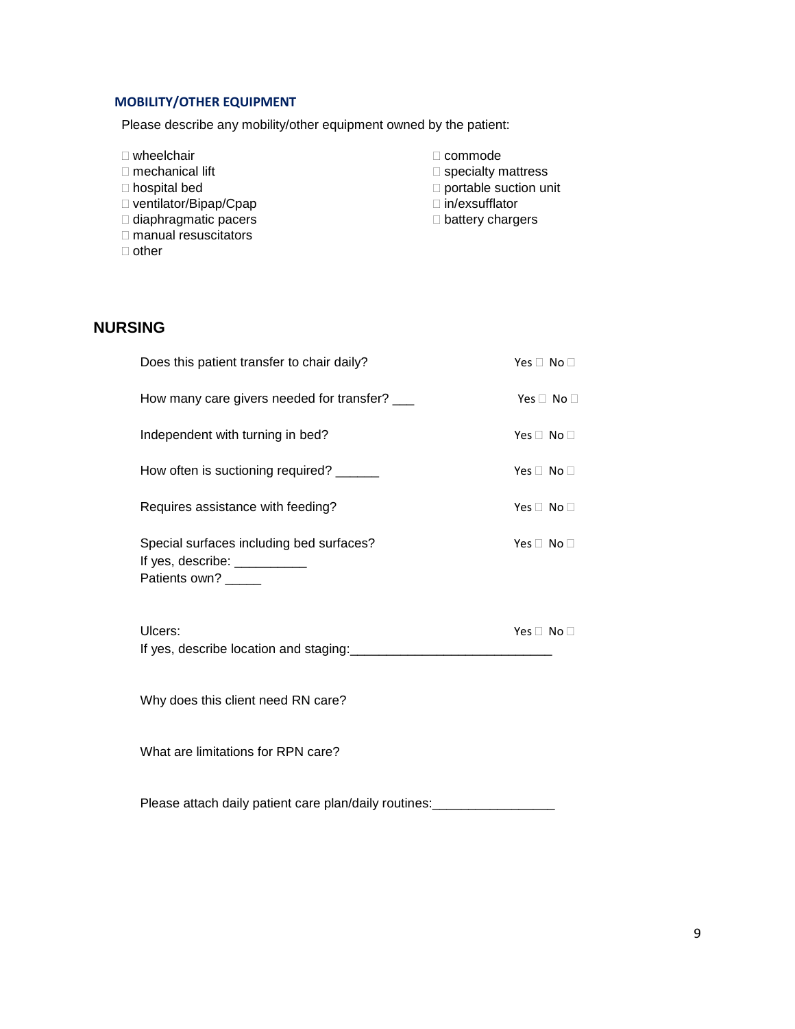### MOBILITY/OTHER EQUIPMENT

Please describe any mobility/other equipment owned by the patient:

- ☐ wheelchair
- ☐ mechanical lift
- ☐ hospital bed
- ☐ ventilator/Bipap/Cpap
- ☐ diaphragmatic pacers
- ☐ manual resuscitators
- ☐ other
- ☐ commode
- ☐ specialty mattress
- ☐ portable suction unit
- ☐ in/exsufflator
- ☐ battery chargers

## NURSING

Does this patient transfer to chair daily? Yes ☐ No ☐

How many care givers needed for transfer? ___ Yes ☐ No ☐

Independent with turning in bed? Yes ☐ No ☐

How often is suctioning required? ______ Yes ☐ No ☐

Requires assistance with feeding? Yes ☐ No ☐

Special surfaces including bed surfaces? Yes ☐ No ☐
If yes, describe: __________
Patients own? _____

Ulcers: Yes ☐ No ☐
If yes, describe location and staging:____________________________

Why does this client need RN care?

What are limitations for RPN care?

Please attach daily patient care plan/daily routines:_________________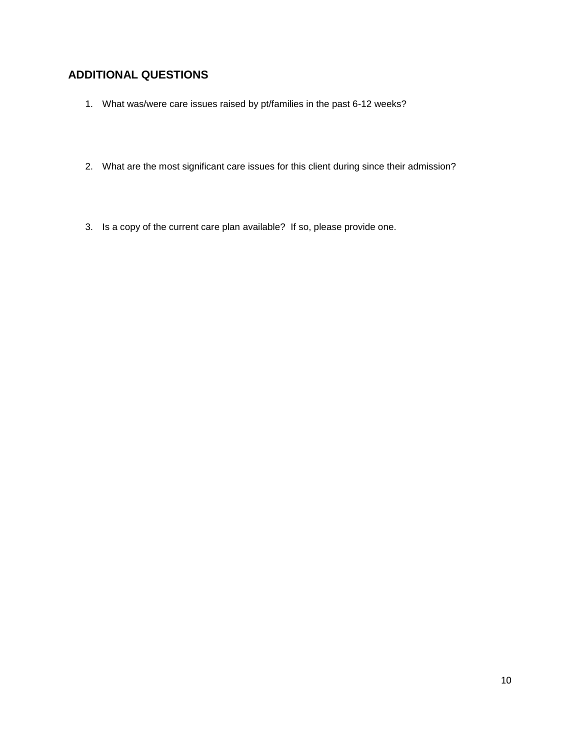## ADDITIONAL QUESTIONS

1. What was/were care issues raised by pt/families in the past 6-12 weeks?

2. What are the most significant care issues for this client during since their admission?

3. Is a copy of the current care plan available?  If so, please provide one.